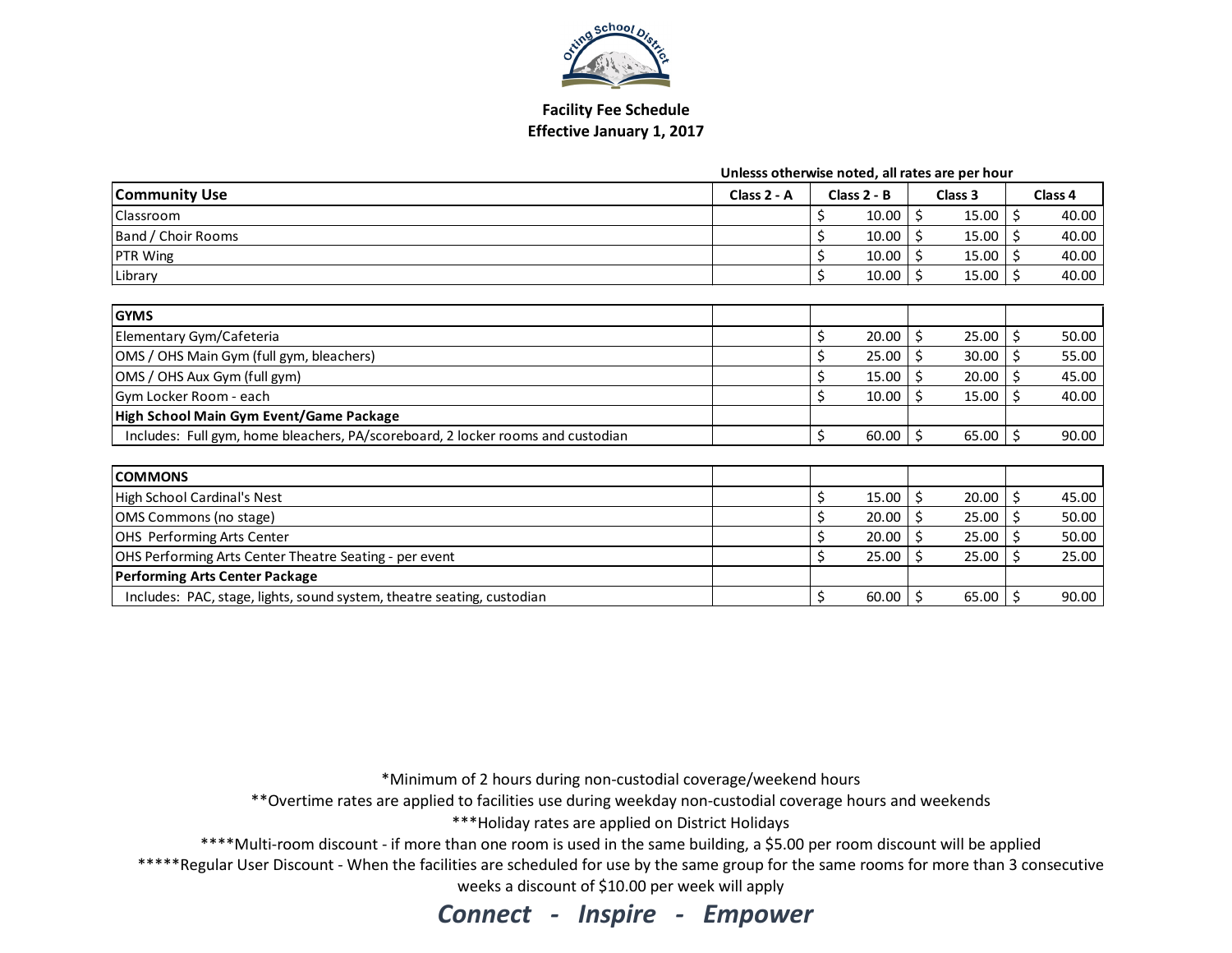**Facility Fee Schedule**
**Effective January 1, 2017**

**Unlesss otherwise noted, all rates are per hour**

| **Community Use** | **Class 2 - A** | **Class 2 - B** | **Class 3** | **Class 4** |
|---|---|---|---|---|
| Classroom | | $ 10.00 | $ 15.00 | $ 40.00 |
| Band / Choir Rooms | | $ 10.00 | $ 15.00 | $ 40.00 |
| PTR Wing | | $ 10.00 | $ 15.00 | $ 40.00 |
| Library | | $ 10.00 | $ 15.00 | $ 40.00 |
| | | | | |
| **GYMS** | | | | |
| Elementary Gym/Cafeteria | | $ 20.00 | $ 25.00 | $ 50.00 |
| OMS / OHS Main Gym (full gym, bleachers) | | $ 25.00 | $ 30.00 | $ 55.00 |
| OMS / OHS Aux Gym (full gym) | | $ 15.00 | $ 20.00 | $ 45.00 |
| Gym Locker Room - each | | $ 10.00 | $ 15.00 | $ 40.00 |
| **High School Main Gym Event/Game Package** | | | | |
| Includes: Full gym, home bleachers, PA/scoreboard, 2 locker rooms and custodian | | $ 60.00 | $ 65.00 | $ 90.00 |
| | | | | |
| **COMMONS** | | | | |
| High School Cardinal's Nest | | $ 15.00 | $ 20.00 | $ 45.00 |
| OMS Commons (no stage) | | $ 20.00 | $ 25.00 | $ 50.00 |
| OHS Performing Arts Center | | $ 20.00 | $ 25.00 | $ 50.00 |
| OHS Performing Arts Center Theatre Seating - per event | | $ 25.00 | $ 25.00 | $ 25.00 |
| **Performing Arts Center Package** | | | | |
| Includes: PAC, stage, lights, sound system, theatre seating, custodian | | $ 60.00 | $ 65.00 | $ 90.00 |

*Minimum of 2 hours during non-custodial coverage/weekend hours

**Overtime rates are applied to facilities use during weekday non-custodial coverage hours and weekends

***Holiday rates are applied on District Holidays

****Multi-room discount - if more than one room is used in the same building, a $5.00 per room discount will be applied

*****Regular User Discount - When the facilities are scheduled for use by the same group for the same rooms for more than 3 consecutive weeks a discount of $10.00 per week will apply

***Connect - Inspire - Empower***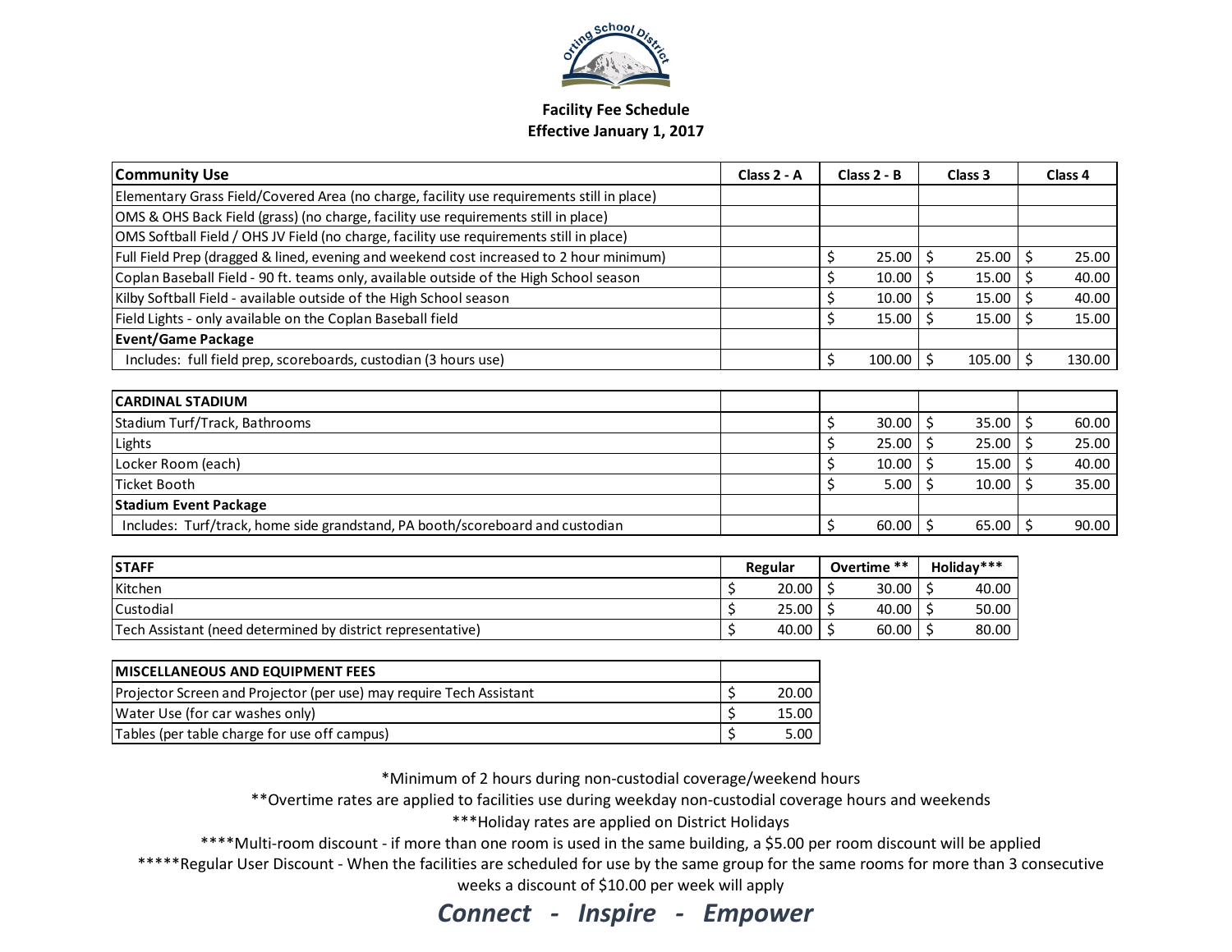**Facility Fee Schedule**
**Effective January 1, 2017**

| **Community Use** | **Class 2 - A** | **Class 2 - B** | **Class 3** | **Class 4** |
|---|---|---|---|---|
| Elementary Grass Field/Covered Area (no charge, facility use requirements still in place) | | | | |
| OMS & OHS Back Field (grass) (no charge, facility use requirements still in place) | | | | |
| OMS Softball Field / OHS JV Field (no charge, facility use requirements still in place) | | | | |
| Full Field Prep (dragged & lined, evening and weekend cost increased to 2 hour minimum) | | $ 25.00 | $ 25.00 | $ 25.00 |
| Coplan Baseball Field - 90 ft. teams only, available outside of the High School season | | $ 10.00 | $ 15.00 | $ 40.00 |
| Kilby Softball Field - available outside of the High School season | | $ 10.00 | $ 15.00 | $ 40.00 |
| Field Lights - only available on the Coplan Baseball field | | $ 15.00 | $ 15.00 | $ 15.00 |
| **Event/Game Package** | | | | |
| Includes: full field prep, scoreboards, custodian (3 hours use) | | $ 100.00 | $ 105.00 | $ 130.00 |

| **CARDINAL STADIUM** | | | | |
|---|---|---|---|---|
| Stadium Turf/Track, Bathrooms | | $ 30.00 | $ 35.00 | $ 60.00 |
| Lights | | $ 25.00 | $ 25.00 | $ 25.00 |
| Locker Room (each) | | $ 10.00 | $ 15.00 | $ 40.00 |
| Ticket Booth | | $ 5.00 | $ 10.00 | $ 35.00 |
| **Stadium Event Package** | | | | |
| Includes: Turf/track, home side grandstand, PA booth/scoreboard and custodian | | $ 60.00 | $ 65.00 | $ 90.00 |

| **STAFF** | **Regular** | **Overtime \*\*** | **Holiday\*\*\*** |
|---|---|---|---|
| Kitchen | $ 20.00 | $ 30.00 | $ 40.00 |
| Custodial | $ 25.00 | $ 40.00 | $ 50.00 |
| Tech Assistant (need determined by district representative) | $ 40.00 | $ 60.00 | $ 80.00 |

| **MISCELLANEOUS AND EQUIPMENT FEES** | |
|---|---|
| Projector Screen and Projector (per use) may require Tech Assistant | $ 20.00 |
| Water Use (for car washes only) | $ 15.00 |
| Tables (per table charge for use off campus) | $ 5.00 |

*Minimum of 2 hours during non-custodial coverage/weekend hours

**Overtime rates are applied to facilities use during weekday non-custodial coverage hours and weekends

***Holiday rates are applied on District Holidays

****Multi-room discount - if more than one room is used in the same building, a $5.00 per room discount will be applied

*****Regular User Discount - When the facilities are scheduled for use by the same group for the same rooms for more than 3 consecutive weeks a discount of $10.00 per week will apply

***Connect - Inspire - Empower***